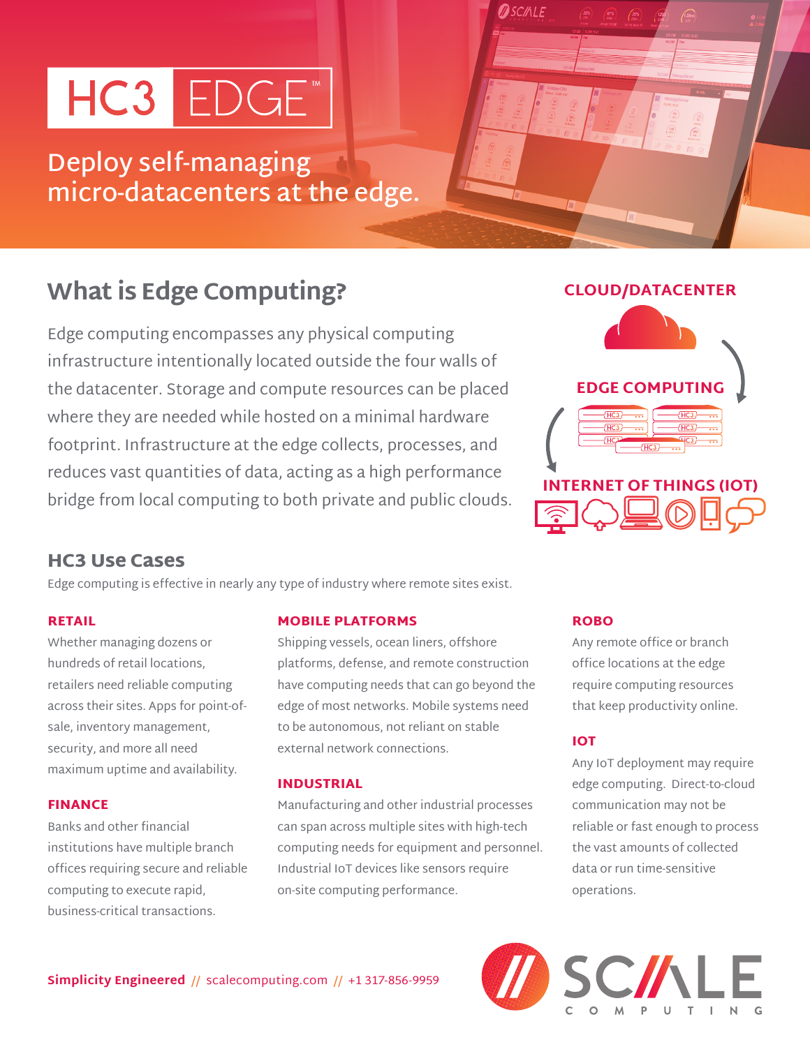# HC3 EDGE™

## Deploy self-managing micro-datacenters at the edge.

## What is Edge Computing?

Edge computing encompasses any physical computing infrastructure intentionally located outside the four walls of the datacenter. Storage and compute resources can be placed where they are needed while hosted on a minimal hardware footprint. Infrastructure at the edge collects, processes, and reduces vast quantities of data, acting as a high performance bridge from local computing to both private and public clouds.

CLOUD/DATACENTER

EDGE COMPUTING

INTERNET OF THINGS (IOT)

### HC3 Use Cases

Edge computing is effective in nearly any type of industry where remote sites exist.

#### RETAIL

Whether managing dozens or hundreds of retail locations, retailers need reliable computing across their sites. Apps for point-of-sale, inventory management, security, and more all need maximum uptime and availability.

#### FINANCE

Banks and other financial institutions have multiple branch offices requiring secure and reliable computing to execute rapid, business-critical transactions.

#### MOBILE PLATFORMS

Shipping vessels, ocean liners, offshore platforms, defense, and remote construction have computing needs that can go beyond the edge of most networks. Mobile systems need to be autonomous, not reliant on stable external network connections.

#### INDUSTRIAL

Manufacturing and other industrial processes can span across multiple sites with high-tech computing needs for equipment and personnel. Industrial IoT devices like sensors require on-site computing performance.

#### ROBO

Any remote office or branch office locations at the edge require computing resources that keep productivity online.

#### IOT

Any IoT deployment may require edge computing. Direct-to-cloud communication may not be reliable or fast enough to process the vast amounts of collected data or run time-sensitive operations.

**Simplicity Engineered** // scalecomputing.com // +1 317-856-9959

SCALE COMPUTING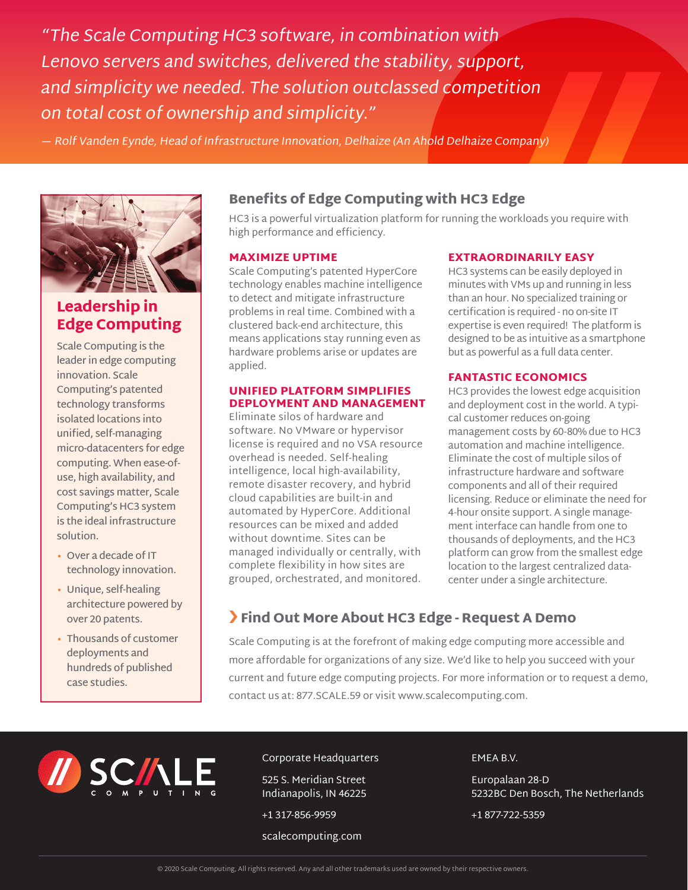*"The Scale Computing HC3 software, in combination with Lenovo servers and switches, delivered the stability, support, and simplicity we needed. The solution outclassed competition on total cost of ownership and simplicity."*

*— Rolf Vanden Eynde, Head of Infrastructure Innovation, Delhaize (An Ahold Delhaize Company)*

## Leadership in Edge Computing

Scale Computing is the leader in edge computing innovation. Scale Computing's patented technology transforms isolated locations into unified, self-managing micro-datacenters for edge computing. When ease-of-use, high availability, and cost savings matter, Scale Computing's HC3 system is the ideal infrastructure solution.

- Over a decade of IT technology innovation.
- Unique, self-healing architecture powered by over 20 patents.
- Thousands of customer deployments and hundreds of published case studies.

## Benefits of Edge Computing with HC3 Edge

HC3 is a powerful virtualization platform for running the workloads you require with high performance and efficiency.

### MAXIMIZE UPTIME

Scale Computing's patented HyperCore technology enables machine intelligence to detect and mitigate infrastructure problems in real time. Combined with a clustered back-end architecture, this means applications stay running even as hardware problems arise or updates are applied.

### UNIFIED PLATFORM SIMPLIFIES DEPLOYMENT AND MANAGEMENT

Eliminate silos of hardware and software. No VMware or hypervisor license is required and no VSA resource overhead is needed. Self-healing intelligence, local high-availability, remote disaster recovery, and hybrid cloud capabilities are built-in and automated by HyperCore. Additional resources can be mixed and added without downtime. Sites can be managed individually or centrally, with complete flexibility in how sites are grouped, orchestrated, and monitored.

### EXTRAORDINARILY EASY

HC3 systems can be easily deployed in minutes with VMs up and running in less than an hour. No specialized training or certification is required - no on-site IT expertise is even required! The platform is designed to be as intuitive as a smartphone but as powerful as a full data center.

### FANTASTIC ECONOMICS

HC3 provides the lowest edge acquisition and deployment cost in the world. A typical customer reduces on-going management costs by 60-80% due to HC3 automation and machine intelligence. Eliminate the cost of multiple silos of infrastructure hardware and software components and all of their required licensing. Reduce or eliminate the need for 4-hour onsite support. A single management interface can handle from one to thousands of deployments, and the HC3 platform can grow from the smallest edge location to the largest centralized datacenter under a single architecture.

## Find Out More About HC3 Edge - Request A Demo

Scale Computing is at the forefront of making edge computing more accessible and more affordable for organizations of any size. We'd like to help you succeed with your current and future edge computing projects. For more information or to request a demo, contact us at: 877.SCALE.59 or visit www.scalecomputing.com.

SCALE COMPUTING

Corporate Headquarters

525 S. Meridian Street
Indianapolis, IN 46225

+1 317-856-9959

scalecomputing.com

EMEA B.V.

Europalaan 28-D
5232BC Den Bosch, The Netherlands

+1 877-722-5359

© 2020 Scale Computing, All rights reserved. Any and all other trademarks used are owned by their respective owners.